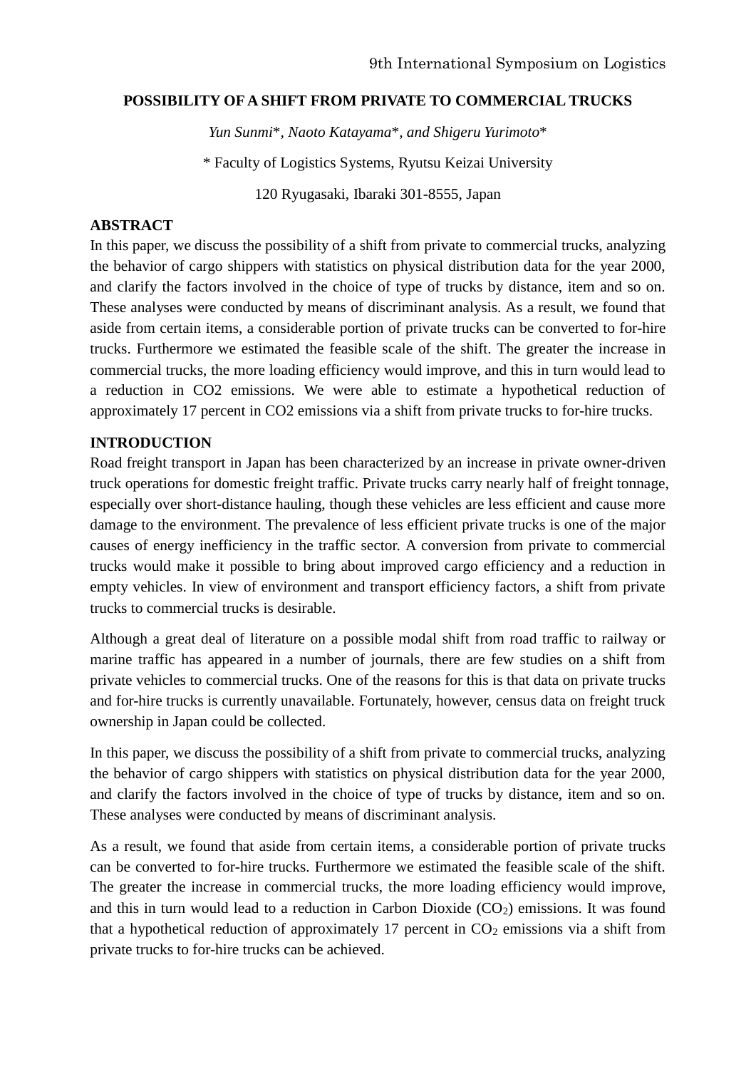# POSSIBILITY OF A SHIFT FROM PRIVATE TO COMMERCIAL TRUCKS

*Yun Sunmi*\*, *Naoto Katayama*\*, *and Shigeru Yurimoto*\*

\* Faculty of Logistics Systems, Ryutsu Keizai University

120 Ryugasaki, Ibaraki 301-8555, Japan

## ABSTRACT

In this paper, we discuss the possibility of a shift from private to commercial trucks, analyzing the behavior of cargo shippers with statistics on physical distribution data for the year 2000, and clarify the factors involved in the choice of type of trucks by distance, item and so on. These analyses were conducted by means of discriminant analysis. As a result, we found that aside from certain items, a considerable portion of private trucks can be converted to for-hire trucks. Furthermore we estimated the feasible scale of the shift. The greater the increase in commercial trucks, the more loading efficiency would improve, and this in turn would lead to a reduction in CO2 emissions. We were able to estimate a hypothetical reduction of approximately 17 percent in CO2 emissions via a shift from private trucks to for-hire trucks.

## INTRODUCTION

Road freight transport in Japan has been characterized by an increase in private owner-driven truck operations for domestic freight traffic. Private trucks carry nearly half of freight tonnage, especially over short-distance hauling, though these vehicles are less efficient and cause more damage to the environment. The prevalence of less efficient private trucks is one of the major causes of energy inefficiency in the traffic sector. A conversion from private to commercial trucks would make it possible to bring about improved cargo efficiency and a reduction in empty vehicles. In view of environment and transport efficiency factors, a shift from private trucks to commercial trucks is desirable.

Although a great deal of literature on a possible modal shift from road traffic to railway or marine traffic has appeared in a number of journals, there are few studies on a shift from private vehicles to commercial trucks. One of the reasons for this is that data on private trucks and for-hire trucks is currently unavailable. Fortunately, however, census data on freight truck ownership in Japan could be collected.

In this paper, we discuss the possibility of a shift from private to commercial trucks, analyzing the behavior of cargo shippers with statistics on physical distribution data for the year 2000, and clarify the factors involved in the choice of type of trucks by distance, item and so on. These analyses were conducted by means of discriminant analysis.

As a result, we found that aside from certain items, a considerable portion of private trucks can be converted to for-hire trucks. Furthermore we estimated the feasible scale of the shift. The greater the increase in commercial trucks, the more loading efficiency would improve, and this in turn would lead to a reduction in Carbon Dioxide ($CO_2$) emissions. It was found that a hypothetical reduction of approximately 17 percent in $CO_2$ emissions via a shift from private trucks to for-hire trucks can be achieved.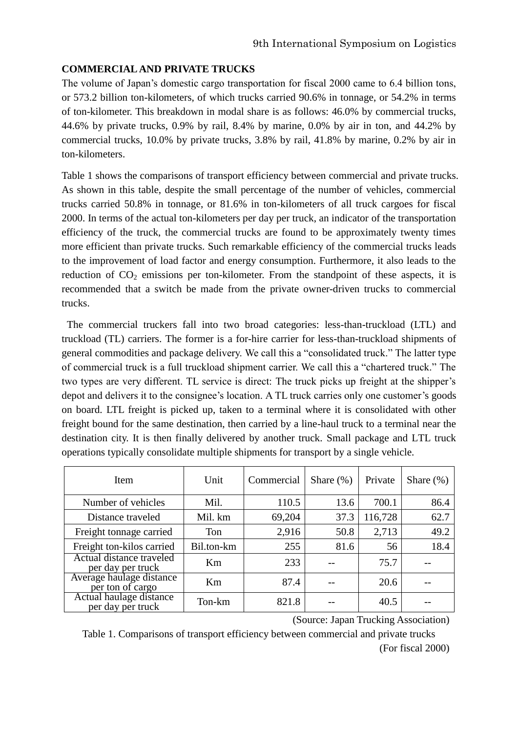## COMMERCIAL AND PRIVATE TRUCKS

The volume of Japan's domestic cargo transportation for fiscal 2000 came to 6.4 billion tons, or 573.2 billion ton-kilometers, of which trucks carried 90.6% in tonnage, or 54.2% in terms of ton-kilometer. This breakdown in modal share is as follows: 46.0% by commercial trucks, 44.6% by private trucks, 0.9% by rail, 8.4% by marine, 0.0% by air in ton, and 44.2% by commercial trucks, 10.0% by private trucks, 3.8% by rail, 41.8% by marine, 0.2% by air in ton-kilometers.

Table 1 shows the comparisons of transport efficiency between commercial and private trucks. As shown in this table, despite the small percentage of the number of vehicles, commercial trucks carried 50.8% in tonnage, or 81.6% in ton-kilometers of all truck cargoes for fiscal 2000. In terms of the actual ton-kilometers per day per truck, an indicator of the transportation efficiency of the truck, the commercial trucks are found to be approximately twenty times more efficient than private trucks. Such remarkable efficiency of the commercial trucks leads to the improvement of load factor and energy consumption. Furthermore, it also leads to the reduction of $CO_2$ emissions per ton-kilometer. From the standpoint of these aspects, it is recommended that a switch be made from the private owner-driven trucks to commercial trucks.

The commercial truckers fall into two broad categories: less-than-truckload (LTL) and truckload (TL) carriers. The former is a for-hire carrier for less-than-truckload shipments of general commodities and package delivery. We call this a "consolidated truck." The latter type of commercial truck is a full truckload shipment carrier. We call this a "chartered truck." The two types are very different. TL service is direct: The truck picks up freight at the shipper's depot and delivers it to the consignee's location. A TL truck carries only one customer's goods on board. LTL freight is picked up, taken to a terminal where it is consolidated with other freight bound for the same destination, then carried by a line-haul truck to a terminal near the destination city. It is then finally delivered by another truck. Small package and LTL truck operations typically consolidate multiple shipments for transport by a single vehicle.

| Item | Unit | Commercial | Share (%) | Private | Share (%) |
|---|---|---|---|---|---|
| Number of vehicles | Mil. | 110.5 | 13.6 | 700.1 | 86.4 |
| Distance traveled | Mil. km | 69,204 | 37.3 | 116,728 | 62.7 |
| Freight tonnage carried | Ton | 2,916 | 50.8 | 2,713 | 49.2 |
| Freight ton-kilos carried | Bil.ton-km | 255 | 81.6 | 56 | 18.4 |
| Actual distance traveled per day per truck | Km | 233 | -- | 75.7 | -- |
| Average haulage distance per ton of cargo | Km | 87.4 | -- | 20.6 | -- |
| Actual haulage distance per day per truck | Ton-km | 821.8 | -- | 40.5 | -- |

(Source: Japan Trucking Association)

Table 1. Comparisons of transport efficiency between commercial and private trucks (For fiscal 2000)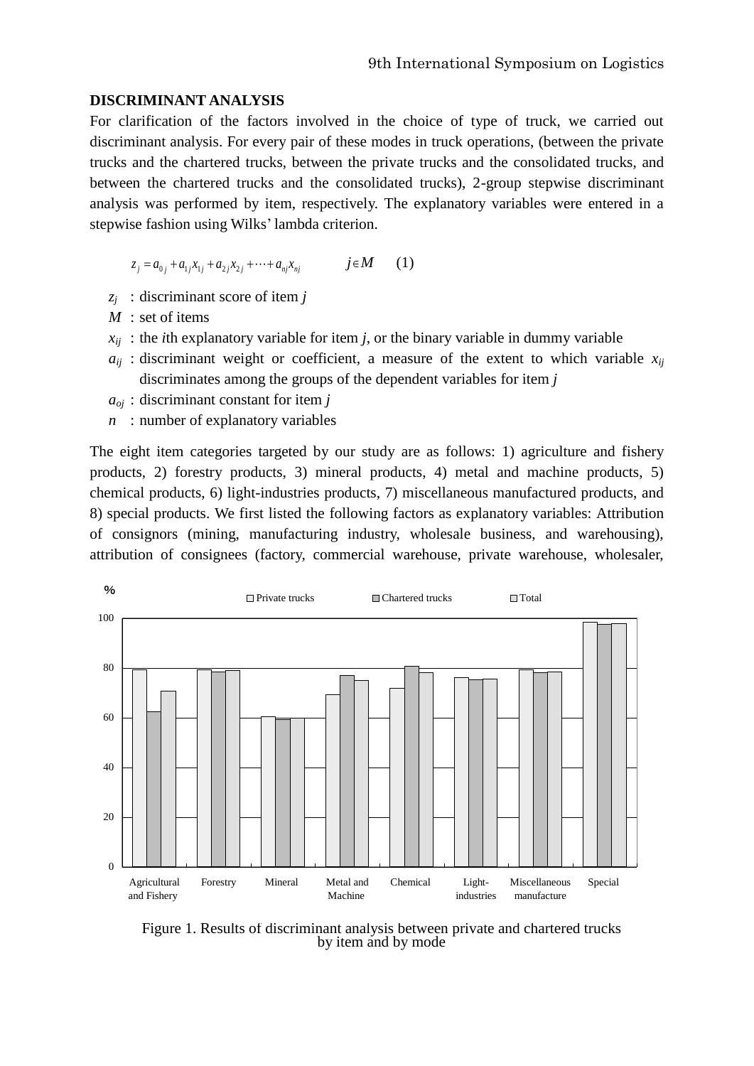## DISCRIMINANT ANALYSIS

For clarification of the factors involved in the choice of type of truck, we carried out discriminant analysis. For every pair of these modes in truck operations, (between the private trucks and the chartered trucks, between the private trucks and the consolidated trucks, and between the chartered trucks and the consolidated trucks), 2-group stepwise discriminant analysis was performed by item, respectively. The explanatory variables were entered in a stepwise fashion using Wilks' lambda criterion.

$$z_j = a_{0j} + a_{1j}x_{1j} + a_{2j}x_{2j} + \cdots + a_{nj}x_{nj} \qquad j \in M \qquad (1)$$

- $z_j$ : discriminant score of item $j$
- $M$ : set of items
- $x_{ij}$ : the $i$th explanatory variable for item $j$, or the binary variable in dummy variable
- $a_{ij}$ : discriminant weight or coefficient, a measure of the extent to which variable $x_{ij}$ discriminates among the groups of the dependent variables for item $j$
- $a_{oj}$ : discriminant constant for item $j$
- $n$ : number of explanatory variables

The eight item categories targeted by our study are as follows: 1) agriculture and fishery products, 2) forestry products, 3) mineral products, 4) metal and machine products, 5) chemical products, 6) light-industries products, 7) miscellaneous manufactured products, and 8) special products. We first listed the following factors as explanatory variables: Attribution of consignors (mining, manufacturing industry, wholesale business, and warehousing), attribution of consignees (factory, commercial warehouse, private warehouse, wholesaler,

Figure 1. Results of discriminant analysis between private and chartered trucks by item and by mode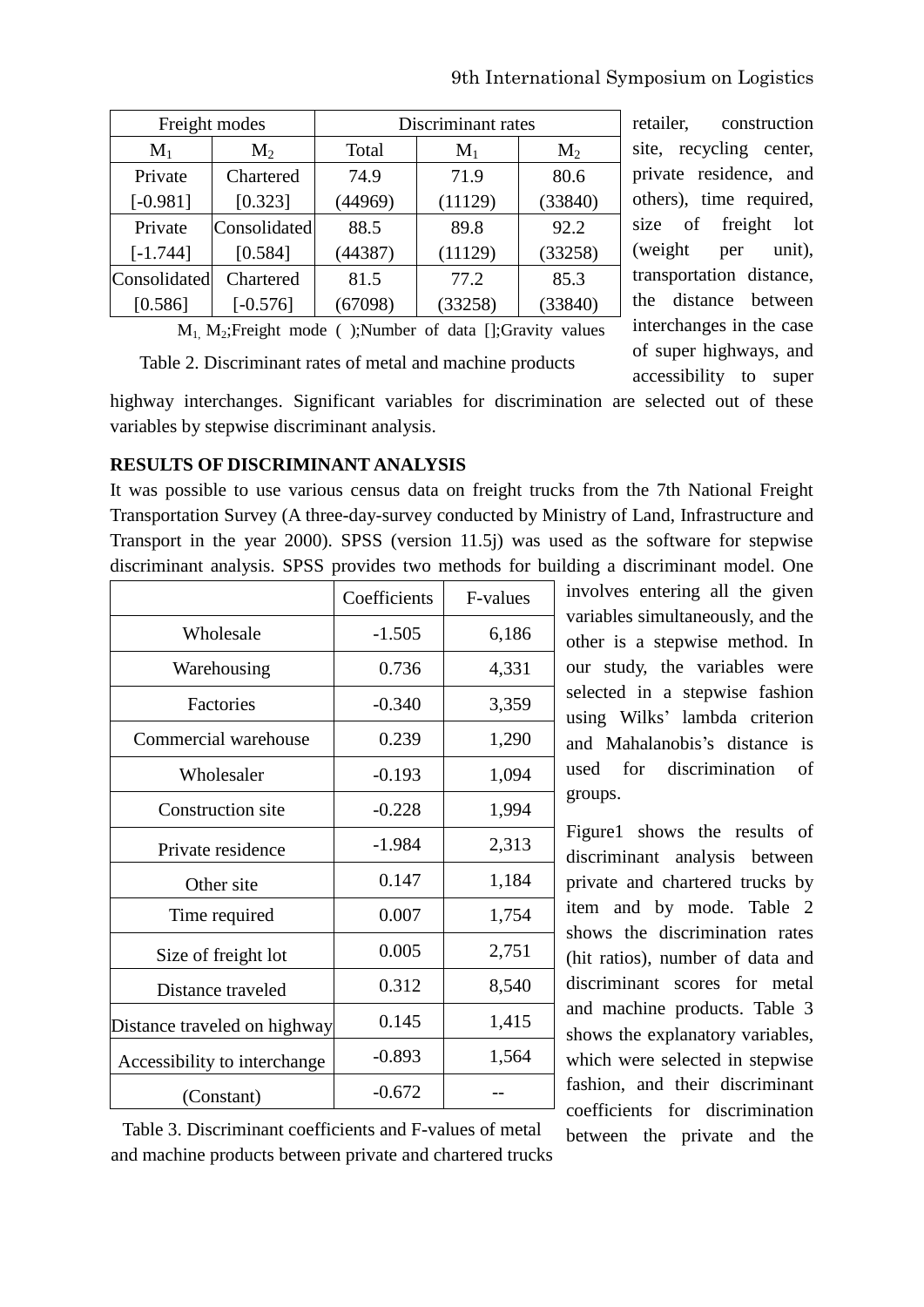| Freight modes | | Discriminant rates | | |
|---|---|---|---|---|
| $M_1$ | $M_2$ | Total | $M_1$ | $M_2$ |
| Private [-0.981] | Chartered [0.323] | 74.9 (44969) | 71.9 (11129) | 80.6 (33840) |
| Private [-1.744] | Consolidated [0.584] | 88.5 (44387) | 89.8 (11129) | 92.2 (33258) |
| Consolidated [0.586] | Chartered [-0.576] | 81.5 (67098) | 77.2 (33258) | 85.3 (33840) |

$M_1$, $M_2$;Freight mode ( );Number of data [];Gravity values

Table 2. Discriminant rates of metal and machine products

retailer, construction site, recycling center, private residence, and others), time required, size of freight lot (weight per unit), transportation distance, the distance between interchanges in the case of super highways, and accessibility to super highway interchanges. Significant variables for discrimination are selected out of these variables by stepwise discriminant analysis.

**RESULTS OF DISCRIMINANT ANALYSIS**

It was possible to use various census data on freight trucks from the 7th National Freight Transportation Survey (A three-day-survey conducted by Ministry of Land, Infrastructure and Transport in the year 2000). SPSS (version 11.5j) was used as the software for stepwise discriminant analysis. SPSS provides two methods for building a discriminant model. One involves entering all the given variables simultaneously, and the other is a stepwise method. In our study, the variables were selected in a stepwise fashion using Wilks' lambda criterion and Mahalanobis's distance is used for discrimination of groups.

| | Coefficients | F-values |
|---|---|---|
| Wholesale | -1.505 | 6,186 |
| Warehousing | 0.736 | 4,331 |
| Factories | -0.340 | 3,359 |
| Commercial warehouse | 0.239 | 1,290 |
| Wholesaler | -0.193 | 1,094 |
| Construction site | -0.228 | 1,994 |
| Private residence | -1.984 | 2,313 |
| Other site | 0.147 | 1,184 |
| Time required | 0.007 | 1,754 |
| Size of freight lot | 0.005 | 2,751 |
| Distance traveled | 0.312 | 8,540 |
| Distance traveled on highway | 0.145 | 1,415 |
| Accessibility to interchange | -0.893 | 1,564 |
| (Constant) | -0.672 | -- |

Table 3. Discriminant coefficients and F-values of metal and machine products between private and chartered trucks

Figure1 shows the results of discriminant analysis between private and chartered trucks by item and by mode. Table 2 shows the discrimination rates (hit ratios), number of data and discriminant scores for metal and machine products. Table 3 shows the explanatory variables, which were selected in stepwise fashion, and their discriminant coefficients for discrimination between the private and the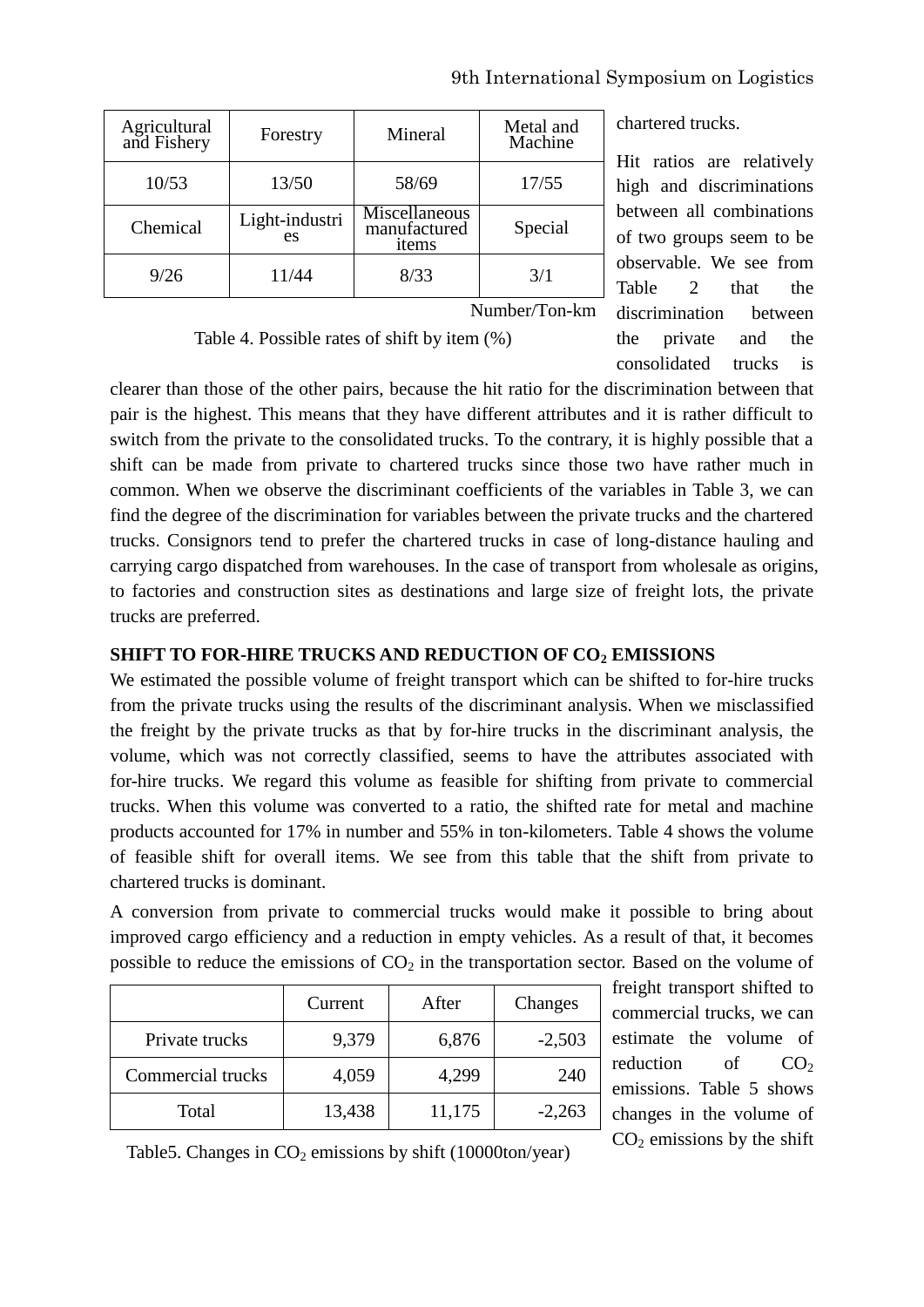| Agricultural and Fishery | Forestry | Mineral | Metal and Machine |
|---|---|---|---|
| 10/53 | 13/50 | 58/69 | 17/55 |
| Chemical | Light-industries | Miscellaneous manufactured items | Special |
| 9/26 | 11/44 | 8/33 | 3/1 |

Number/Ton-km

Table 4. Possible rates of shift by item (%)

chartered trucks.

Hit ratios are relatively high and discriminations between all combinations of two groups seem to be observable. We see from Table 2 that the discrimination between the private and the consolidated trucks is clearer than those of the other pairs, because the hit ratio for the discrimination between that pair is the highest. This means that they have different attributes and it is rather difficult to switch from the private to the consolidated trucks. To the contrary, it is highly possible that a shift can be made from private to chartered trucks since those two have rather much in common. When we observe the discriminant coefficients of the variables in Table 3, we can find the degree of the discrimination for variables between the private trucks and the chartered trucks. Consignors tend to prefer the chartered trucks in case of long-distance hauling and carrying cargo dispatched from warehouses. In the case of transport from wholesale as origins, to factories and construction sites as destinations and large size of freight lots, the private trucks are preferred.

## SHIFT TO FOR-HIRE TRUCKS AND REDUCTION OF $CO_2$ EMISSIONS

We estimated the possible volume of freight transport which can be shifted to for-hire trucks from the private trucks using the results of the discriminant analysis. When we misclassified the freight by the private trucks as that by for-hire trucks in the discriminant analysis, the volume, which was not correctly classified, seems to have the attributes associated with for-hire trucks. We regard this volume as feasible for shifting from private to commercial trucks. When this volume was converted to a ratio, the shifted rate for metal and machine products accounted for 17% in number and 55% in ton-kilometers. Table 4 shows the volume of feasible shift for overall items. We see from this table that the shift from private to chartered trucks is dominant.

A conversion from private to commercial trucks would make it possible to bring about improved cargo efficiency and a reduction in empty vehicles. As a result of that, it becomes possible to reduce the emissions of $CO_2$ in the transportation sector. Based on the volume of freight transport shifted to commercial trucks, we can estimate the volume of reduction of $CO_2$ emissions. Table 5 shows changes in the volume of $CO_2$ emissions by the shift

| | Current | After | Changes |
|---|---|---|---|
| Private trucks | 9,379 | 6,876 | -2,503 |
| Commercial trucks | 4,059 | 4,299 | 240 |
| Total | 13,438 | 11,175 | -2,263 |

Table5. Changes in $CO_2$ emissions by shift (10000ton/year)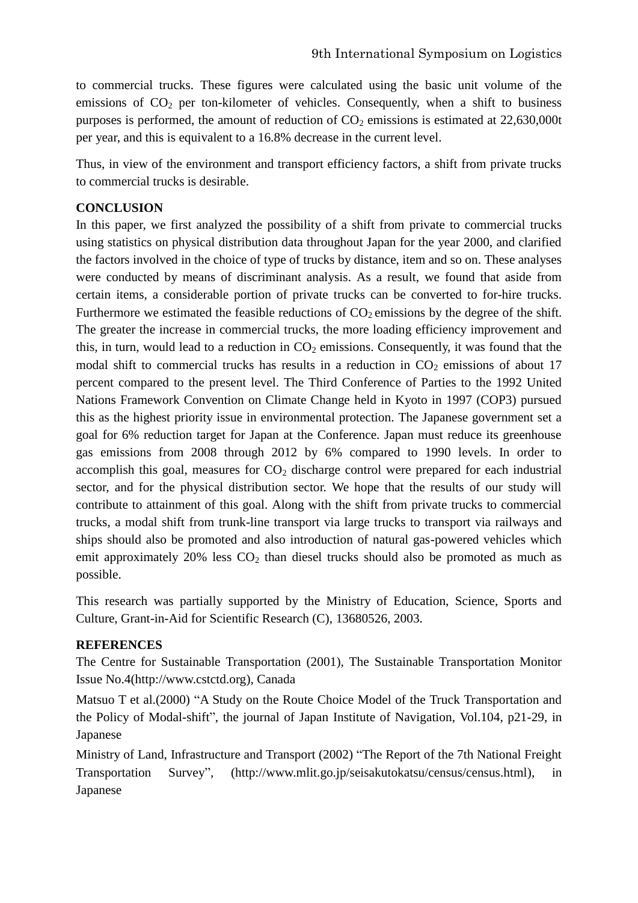to commercial trucks. These figures were calculated using the basic unit volume of the emissions of $CO_2$ per ton-kilometer of vehicles. Consequently, when a shift to business purposes is performed, the amount of reduction of $CO_2$ emissions is estimated at 22,630,000t per year, and this is equivalent to a 16.8% decrease in the current level.

Thus, in view of the environment and transport efficiency factors, a shift from private trucks to commercial trucks is desirable.

## CONCLUSION

In this paper, we first analyzed the possibility of a shift from private to commercial trucks using statistics on physical distribution data throughout Japan for the year 2000, and clarified the factors involved in the choice of type of trucks by distance, item and so on. These analyses were conducted by means of discriminant analysis. As a result, we found that aside from certain items, a considerable portion of private trucks can be converted to for-hire trucks. Furthermore we estimated the feasible reductions of $CO_2$ emissions by the degree of the shift. The greater the increase in commercial trucks, the more loading efficiency improvement and this, in turn, would lead to a reduction in $CO_2$ emissions. Consequently, it was found that the modal shift to commercial trucks has results in a reduction in $CO_2$ emissions of about 17 percent compared to the present level. The Third Conference of Parties to the 1992 United Nations Framework Convention on Climate Change held in Kyoto in 1997 (COP3) pursued this as the highest priority issue in environmental protection. The Japanese government set a goal for 6% reduction target for Japan at the Conference. Japan must reduce its greenhouse gas emissions from 2008 through 2012 by 6% compared to 1990 levels. In order to accomplish this goal, measures for $CO_2$ discharge control were prepared for each industrial sector, and for the physical distribution sector. We hope that the results of our study will contribute to attainment of this goal. Along with the shift from private trucks to commercial trucks, a modal shift from trunk-line transport via large trucks to transport via railways and ships should also be promoted and also introduction of natural gas-powered vehicles which emit approximately 20% less $CO_2$ than diesel trucks should also be promoted as much as possible.

This research was partially supported by the Ministry of Education, Science, Sports and Culture, Grant-in-Aid for Scientific Research (C), 13680526, 2003.

## REFERENCES

The Centre for Sustainable Transportation (2001), The Sustainable Transportation Monitor Issue No.4(http://www.cstctd.org), Canada

Matsuo T et al.(2000) "A Study on the Route Choice Model of the Truck Transportation and the Policy of Modal-shift", the journal of Japan Institute of Navigation, Vol.104, p21-29, in Japanese

Ministry of Land, Infrastructure and Transport (2002) "The Report of the 7th National Freight Transportation Survey", (http://www.mlit.go.jp/seisakutokatsu/census/census.html), in Japanese